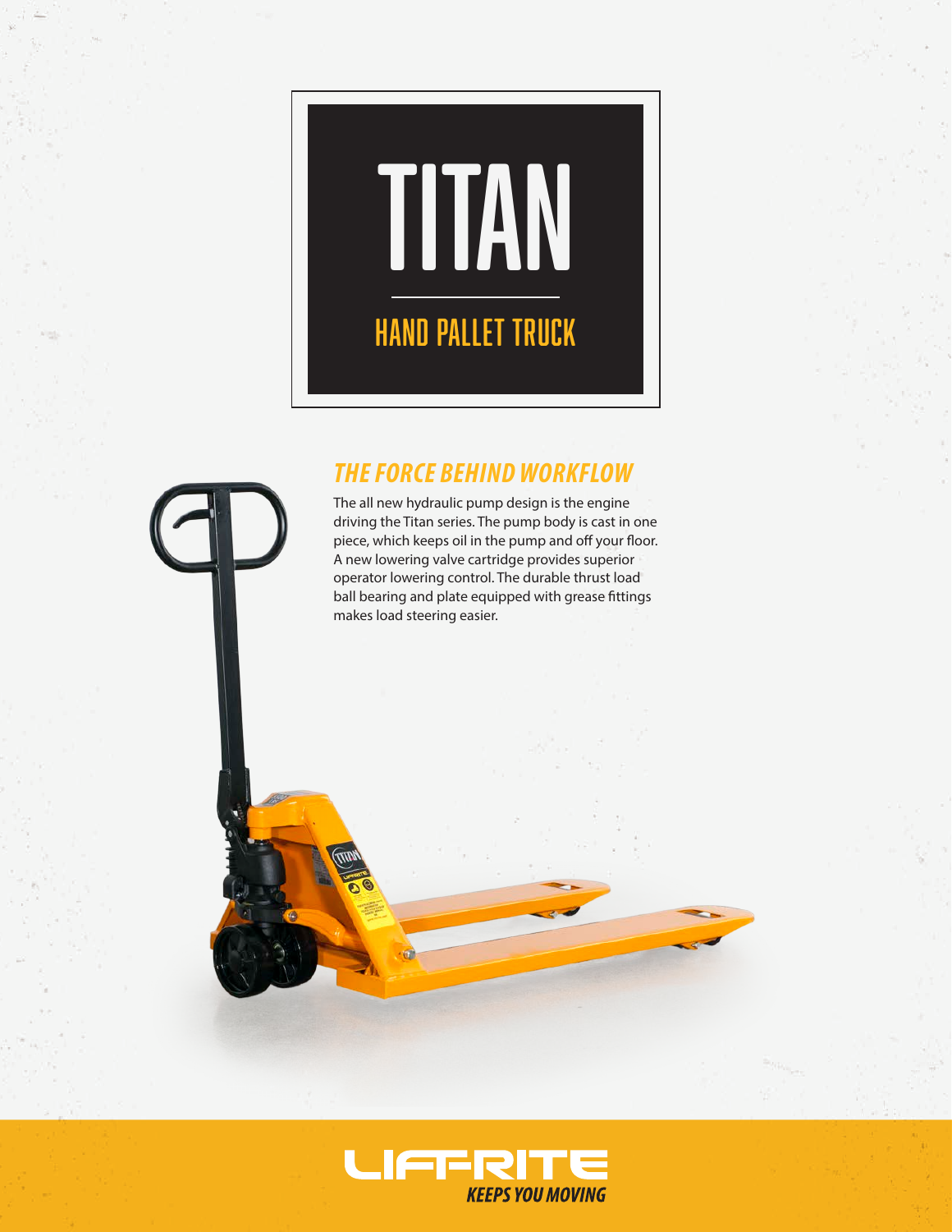# TITAN

## HAND PALLET TRUCK

### *THE FORCE BEHIND WORKFLOW*

The all new hydraulic pump design is the engine driving the Titan series. The pump body is cast in one piece, which keeps oil in the pump and off your floor. A new lowering valve cartridge provides superior operator lowering control. The durable thrust load ball bearing and plate equipped with grease fittings makes load steering easier.

**LIFT-RITE**

***KEEPS YOU MOVING***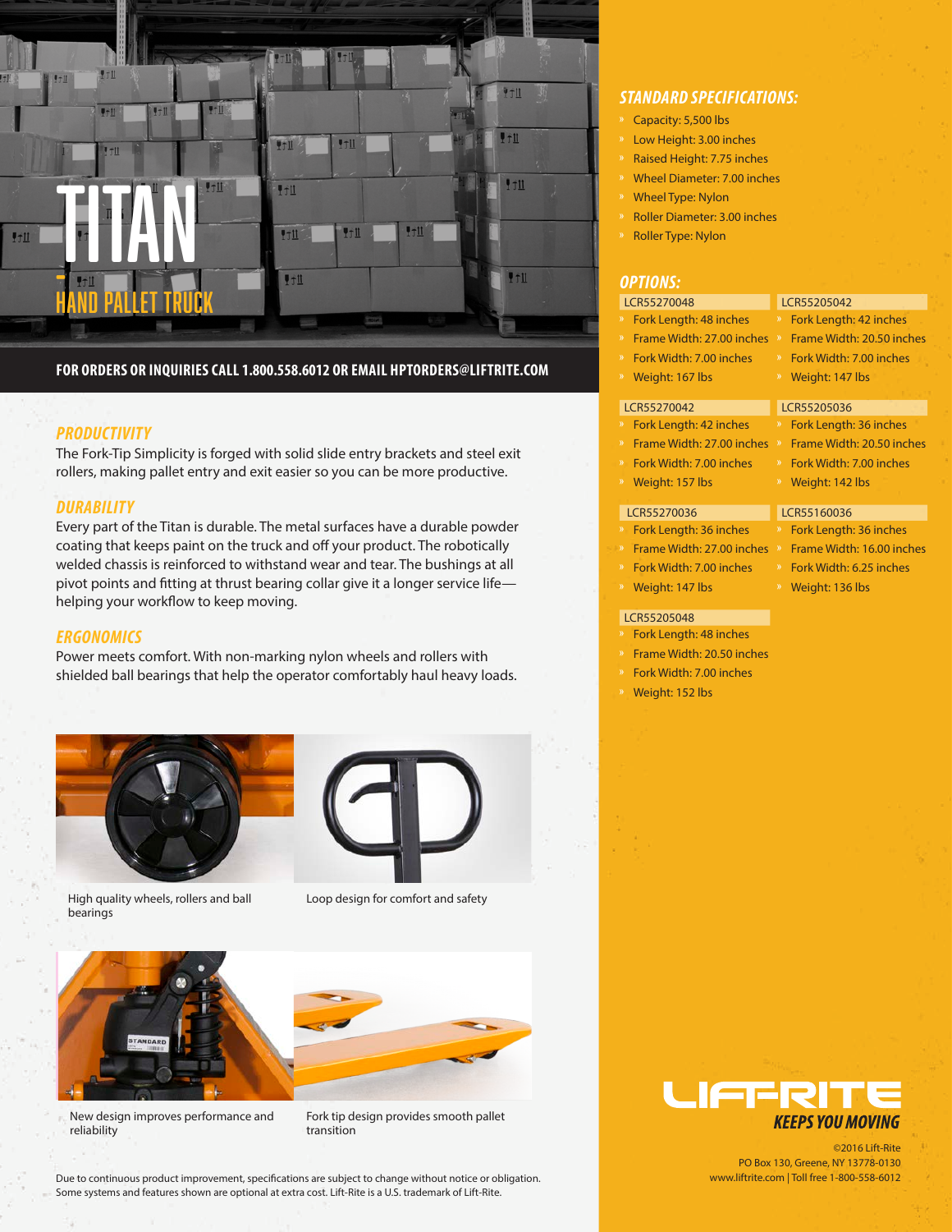# TITAN

## HAND PALLET TRUCK

**FOR ORDERS OR INQUIRIES CALL 1.800.558.6012 OR EMAIL HPTORDERS@LIFTRITE.COM**

### *PRODUCTIVITY*

The Fork-Tip Simplicity is forged with solid slide entry brackets and steel exit rollers, making pallet entry and exit easier so you can be more productive.

### *DURABILITY*

Every part of the Titan is durable. The metal surfaces have a durable powder coating that keeps paint on the truck and off your product. The robotically welded chassis is reinforced to withstand wear and tear. The bushings at all pivot points and fitting at thrust bearing collar give it a longer service life—helping your workflow to keep moving.

### *ERGONOMICS*

Power meets comfort. With non-marking nylon wheels and rollers with shielded ball bearings that help the operator comfortably haul heavy loads.

High quality wheels, rollers and ball bearings

Loop design for comfort and safety

New design improves performance and reliability

Fork tip design provides smooth pallet transition

Due to continuous product improvement, specifications are subject to change without notice or obligation. Some systems and features shown are optional at extra cost. Lift-Rite is a U.S. trademark of Lift-Rite.

### *STANDARD SPECIFICATIONS:*

- Capacity: 5,500 lbs
- Low Height: 3.00 inches
- Raised Height: 7.75 inches
- Wheel Diameter: 7.00 inches
- Wheel Type: Nylon
- Roller Diameter: 3.00 inches
- Roller Type: Nylon

### *OPTIONS:*

**LCR55270048**
- Fork Length: 48 inches
- Frame Width: 27.00 inches
- Fork Width: 7.00 inches
- Weight: 167 lbs

**LCR55270042**
- Fork Length: 42 inches
- Frame Width: 27.00 inches
- Fork Width: 7.00 inches
- Weight: 157 lbs

**LCR55270036**
- Fork Length: 36 inches
- Frame Width: 27.00 inches
- Fork Width: 7.00 inches
- Weight: 147 lbs

**LCR55205048**
- Fork Length: 48 inches
- Frame Width: 20.50 inches
- Fork Width: 7.00 inches
- Weight: 152 lbs

**LCR55205042**
- Fork Length: 42 inches
- Frame Width: 20.50 inches
- Fork Width: 7.00 inches
- Weight: 147 lbs

**LCR55205036**
- Fork Length: 36 inches
- Frame Width: 20.50 inches
- Fork Width: 7.00 inches
- Weight: 142 lbs

**LCR55160036**
- Fork Length: 36 inches
- Frame Width: 16.00 inches
- Fork Width: 6.25 inches
- Weight: 136 lbs

LIFT-RITE
*KEEPS YOU MOVING*

©2016 Lift-Rite
PO Box 130, Greene, NY 13778-0130
www.liftrite.com | Toll free 1-800-558-6012